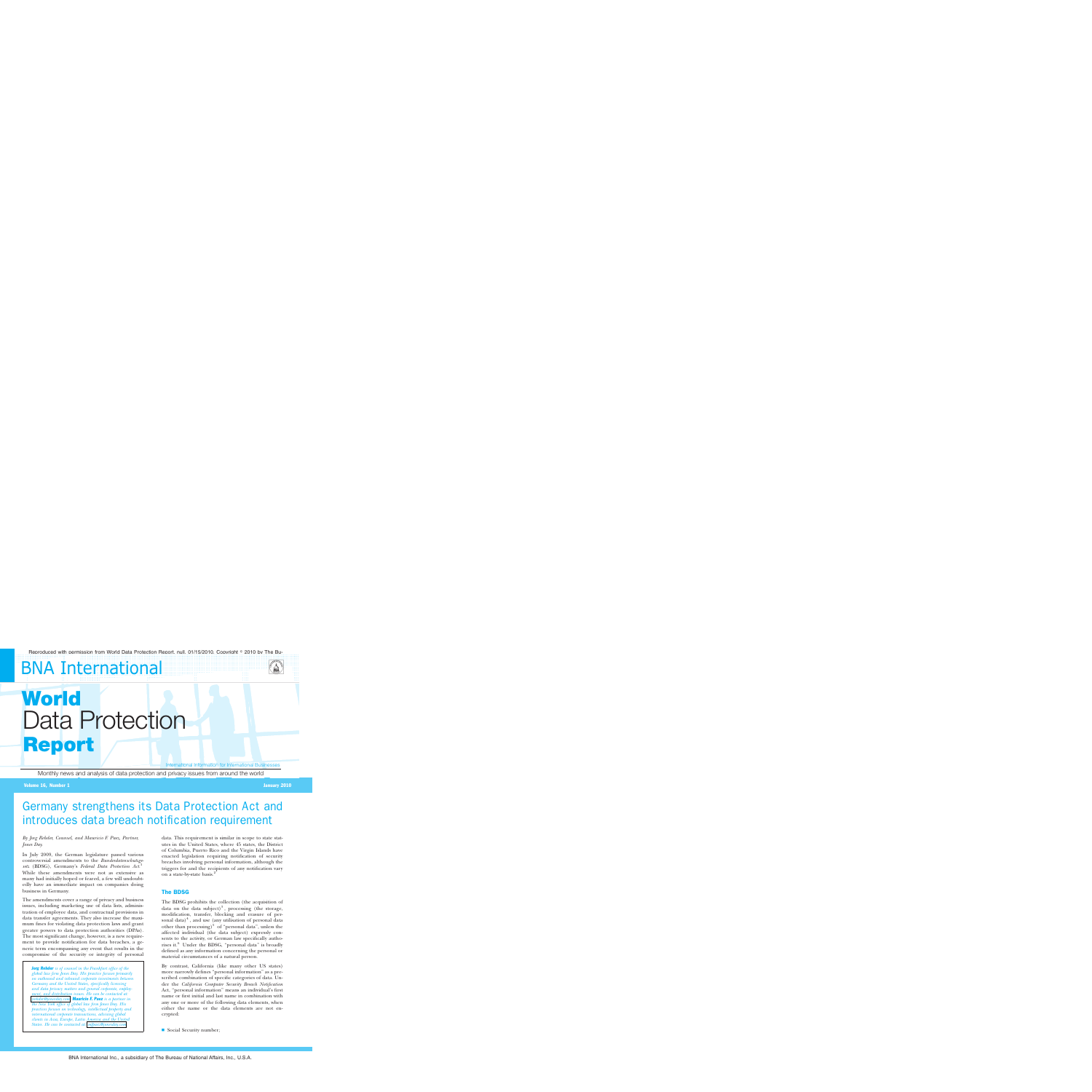Reproduced with permission from World Data Protection Report, null, 01/15/2010. Copyright © 2010 by The Bureau of National Affairs, Inc.

BNA International

# World Data Protection Report

International Information for International Businesses

Monthly news and analysis of data protection and privacy issues from around the world

Volume 16, Number 1 — January 2010

## Germany strengthens its Data Protection Act and introduces data breach notification requirement

*By Jorg Rehder, Counsel, and Mauricio F. Paez, Partner, Jones Day.*

In July 2009, the German legislature passed various controversial amendments to the *Bundesdatenschutzgesetz* (BDSG), Germany's *Federal Data Protection Act*.[1] While these amendments were not as extensive as many had initially hoped or feared, a few will undoubtedly have an immediate impact on companies doing business in Germany.

The amendments cover a range of privacy and business issues, including marketing use of data lists, administration of employee data, and contractual provisions in data transfer agreements. They also increase the maximum fines for violating data protection laws and grant greater powers to data protection authorities (DPAs). The most significant change, however, is a new requirement to provide notification for data breaches, a generic term encompassing any event that results in the compromise of the security or integrity of personal data. This requirement is similar in scope to state statutes in the United States, where 45 states, the District of Columbia, Puerto Rico and the Virgin Islands have enacted legislation requiring notification of security breaches involving personal information, although the triggers for and the recipients of any notification vary on a state-by-state basis.[2]

*Jorg Rehder is of counsel in the Frankfurt office of the global law firm Jones Day. His practice focuses primarily on outbound and inbound corporate investments between Germany and the United States, specifically licensing and data privacy matters and general corporate, employment and distribution issues. He can be contacted at jrehder@jonesday.com. Mauricio F. Paez is a partner in the New York office of global law firm Jones Day. His practice focuses on technology, intellectual property and international corporate transactions, advising global clients in Asia, Europe, Latin America and the United States. He can be contacted at mfpaez@jonesday.com.*

### The BDSG

The BDSG prohibits the collection (the acquisition of data on the data subject)[3], processing (the storage, modification, transfer, blocking and erasure of personal data)[4], and use (any utilisation of personal data other than processing)[5] of "personal data", unless the affected individual (the data subject) expressly consents to the activity, or German law specifically authorises it.[6] Under the BDSG, "personal data" is broadly defined as any information concerning the personal or material circumstances of a natural person.

By contrast, California (like many other US states) more narrowly defines "personal information" as a prescribed combination of specific categories of data. Under the *California Computer Security Breach Notification* Act, "personal information" means an individual's first name or first initial and last name in combination with any one or more of the following data elements, when either the name or the data elements are not encrypted:

- Social Security number;

BNA International Inc., a subsidiary of The Bureau of National Affairs, Inc., U.S.A.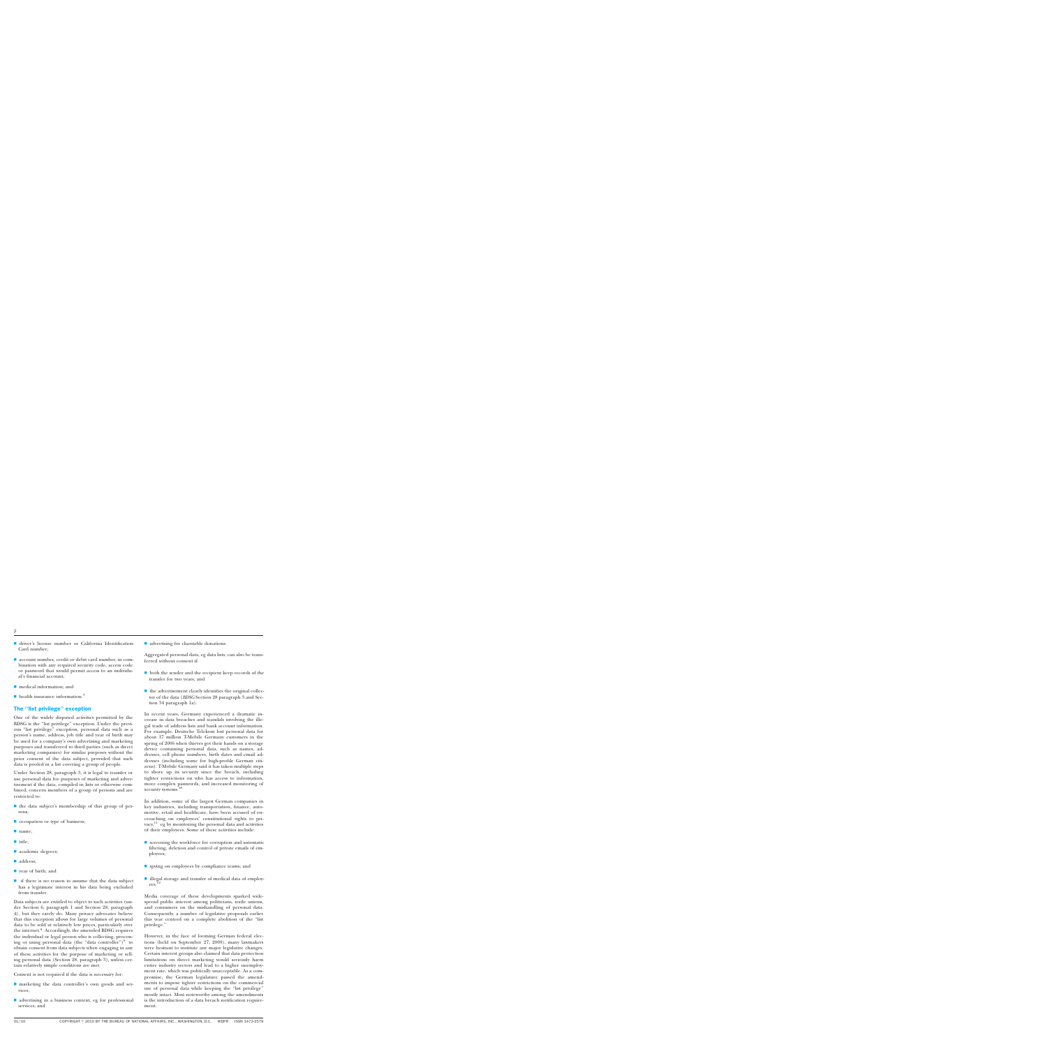- driver's license number or California Identification Card number;
- account number, credit or debit card number, in combination with any required security code, access code or password that would permit access to an individual's financial account;
- medical information; and
- health insurance information.[7]

## The "list privilege" exception

One of the widely disputed activities permitted by the BDSG is the "list privilege" exception. Under the previous "list privilege" exception, personal data such as a person's name, address, job title and year of birth may be used for a company's own advertising and marketing purposes and transferred to third parties (such as direct marketing companies) for similar purposes without the prior consent of the data subject, provided that such data is pooled in a list covering a group of people.

Under Section 28, paragraph 3, it is legal to transfer or use personal data for purposes of marketing and advertisement if the data, compiled in lists or otherwise combined, concern members of a group of persons and are restricted to:

- the data subject's membership of this group of persons;
- occupation or type of business;
- name;
- title;
- academic degrees;
- address;
- year of birth; and
- if there is no reason to assume that the data subject has a legitimate interest in his data being excluded from transfer.

Data subjects are entitled to object to such activities (under Section 6, paragraph 1 and Section 28, paragraph 4), but they rarely do. Many privacy advocates believe that this exception allows for large volumes of personal data to be sold at relatively low prices, particularly over the internet.[8] Accordingly, the amended BDSG requires the individual or legal person who is collecting, processing or using personal data (the "data controller")[9] to obtain consent from data subjects when engaging in any of these activities for the purpose of marketing or selling personal data (Section 28, paragraph 3), unless certain relatively simple conditions are met.

Consent is not required if the data is necessary for:

- marketing the data controller's own goods and services;
- advertising in a business context, eg for professional services; and
- advertising for charitable donations.

Aggregated personal data, eg data lists, can also be transferred without consent if:

- both the sender and the recipient keep records of the transfer for two years; and
- the advertisement clearly identifies the original collector of the data (*BDSG* Section 28 paragraph 3 and Section 34 paragraph 1a).

In recent years, Germany experienced a dramatic increase in data breaches and scandals involving the illegal trade of address lists and bank account information. For example, Deutsche Telekom lost personal data for about 17 million T-Mobile Germany customers in the spring of 2006 when thieves got their hands on a storage device containing personal data, such as names, addresses, cell phone numbers, birth dates and email addresses (including some for high-profile German citizens). T-Mobile Germany said it has taken multiple steps to shore up its security since the breach, including tighter restrictions on who has access to information, more complex passwords, and increased monitoring of security systems.[10]

In addition, some of the largest German companies in key industries, including transportation, finance, automotive, retail and healthcare, have been accused of encroaching on employees' constitutional rights to privacy,[11] eg by monitoring the personal data and activities of their employees. Some of these activities include:

- screening the workforce for corruption and automatic filtering, deletion and control of private emails of employees;
- spying on employees by compliance teams; and
- illegal storage and transfer of medical data of employees.[12]

Media coverage of these developments sparked widespread public interest among politicians, trade unions, and consumers on the mishandling of personal data. Consequently, a number of legislative proposals earlier this year centred on a complete abolition of the "list privilege."

However, in the face of looming German federal elections (held on September 27, 2009), many lawmakers were hesitant to institute any major legislative changes. Certain interest groups also claimed that data protection limitations on direct marketing would seriously harm entire industry sectors and lead to a higher unemployment rate, which was politically unacceptable. As a compromise, the German legislature passed the amendments to impose tighter restrictions on the commercial use of personal data while keeping the "list privilege" mostly intact. Most noteworthy among the amendments is the introduction of a data breach notification requirement.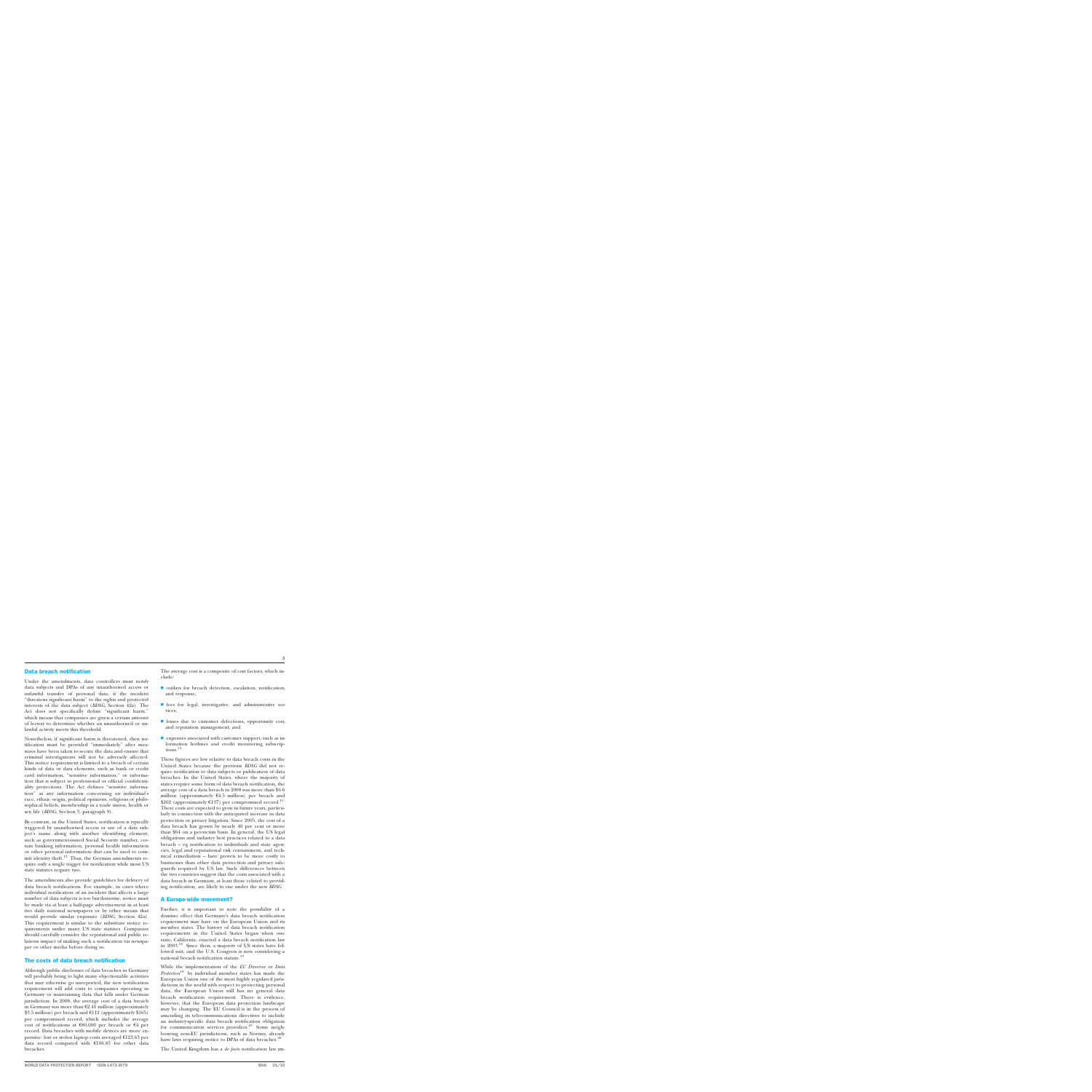## Data breach notification

Under the amendments, data controllers must notify data subjects and DPAs of any unauthorised access or unlawful transfer of personal data, if the incident "threatens significant harm" to the rights and protected interests of the data subject (*BDSG*, Section 42a). The Act does not specifically define "significant harm," which means that companies are given a certain amount of leeway to determine whether an unauthorised or unlawful activity meets this threshold.

Nonetheless, if significant harm is threatened, then notification must be provided "immediately" after measures have been taken to secure the data and ensure that criminal investigations will not be adversely affected. This notice requirement is limited to a breach of certain kinds of data or data elements, such as bank or credit card information, "sensitive information," or information that is subject to professional or official confidentiality protections. The Act defines "sensitive information" as any information concerning an individual's race, ethnic origin, political opinions, religious or philosophical beliefs, membership in a trade union, health or sex life (*BDSG*, Section 3, paragraph 9).

By contrast, in the United States, notification is typically triggered by unauthorised access or use of a data subject's name along with another identifying element, such as government-issued Social Security number, certain banking information, personal health information or other personal information that can be used to commit identity theft.[13] Thus, the German amendments require only a single trigger for notification while most US state statutes require two.

The amendments also provide guidelines for delivery of data breach notifications. For example, in cases where individual notification of an incident that affects a large number of data subjects is too burdensome, notice must be made via at least a half-page advertisement in at least two daily national newspapers or by other means that would provide similar exposure (*BDSG*, Section 42a). This requirement is similar to the substitute notice requirements under many US state statutes. Companies should carefully consider the reputational and public relations impact of making such a notification via newspaper or other media before doing so.

## The costs of data breach notification

Although public disclosure of data breaches in Germany will probably bring to light many objectionable activities that may otherwise go unreported, the new notification requirement will add costs to companies operating in Germany or maintaining data that falls under German jurisdiction. In 2008, the average cost of a data breach in Germany was more than €2.41 million (approximately $3.5 million) per breach and €112 (approximately $165) per compromised record, which includes the average cost of notifications at €80,000 per breach or €4 per record. Data breaches with mobile devices are more expensive: lost or stolen laptop costs averaged €123.63 per data record compared with €106.85 for other data breaches.

The average cost is a composite of cost factors, which include:

- outlays for breach detection, escalation, notification, and response;
- fees for legal, investigative, and administrative services;
- losses due to customer defections, opportunity cost, and reputation management; and
- expenses associated with customer support, such as information hotlines and credit monitoring subscriptions.[14]

These figures are low relative to data breach costs in the United States because the previous *BDSG* did not require notification to data subjects or publication of data breaches. In the United States, where the majority of states require some form of data breach notification, the average cost of a data breach in 2008 was more than $6.6 million (approximately €4.5 million) per breach and $202 (approximately €137) per compromised record.[15] These costs are expected to grow in future years, particularly in connection with the anticipated increase in data protection or privacy litigation. Since 2005, the cost of a data breach has grown by nearly 40 per cent or more than $64 on a per-victim basis. In general, the US legal obligations and industry best practices related to a data breach – eg notification to individuals and state agencies, legal and reputational risk containment, and technical remediation – have proven to be more costly to businesses than other data protection and privacy safeguards required by US law. Such differences between the two countries suggest that the costs associated with a data breach in Germany, at least those related to providing notification, are likely to rise under the new *BDSG*.

## A Europe-wide movement?

Further, it is important to note the possibility of a domino effect that Germany's data breach notification requirement may have on the European Union and its member states. The history of data breach notification requirements in the United States began when one state, California, enacted a data breach notification law in 2003.[16] Since then, a majority of US states have followed suit, and the U.S. Congress is now considering a national breach notification statute.[17]

While the implementation of the *EU Directive on Data Protection*[18] by individual member states has made the European Union one of the most highly regulated jurisdictions in the world with respect to protecting personal data, the European Union still has no general data breach notification requirement. There is evidence, however, that the European data protection landscape may be changing. The EU Council is in the process of amending its telecommunications directives to include an industry-specific data breach notification obligation for communication services providers.[19] Some neighbouring non-EU jurisdictions, such as Norway, already have laws requiring notice to DPAs of data breaches.[20]

The United Kingdom has a *de facto* notification law im-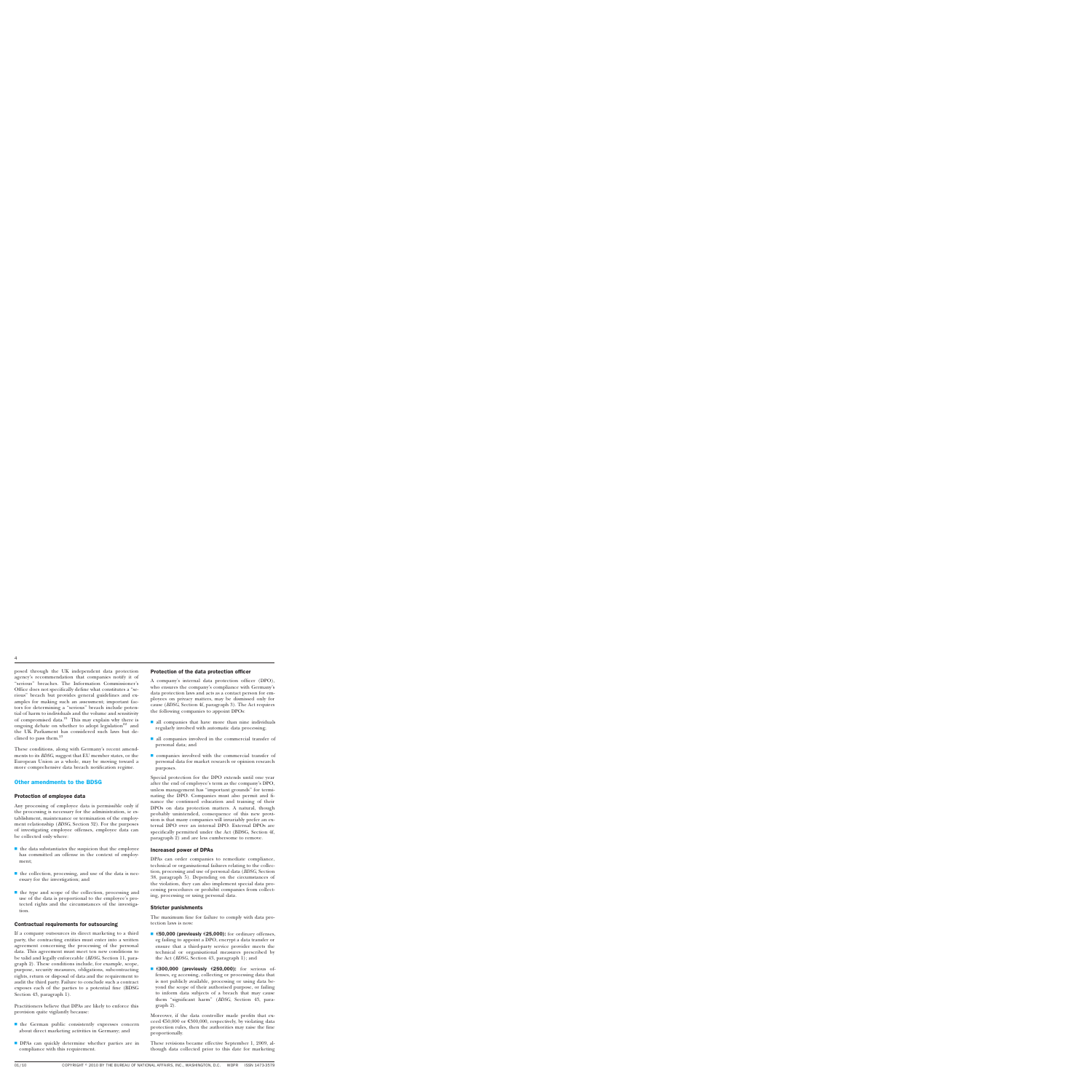posed through the UK independent data protection agency's recommendation that companies notify it of "serious" breaches. The Information Commissioner's Office does not specifically define what constitutes a "serious" breach but provides general guidelines and examples for making such an assessment; important factors for determining a "serious" breach include potential of harm to individuals and the volume and sensitivity of compromised data.[21] This may explain why there is ongoing debate on whether to adopt legislation[22] and the UK Parliament has considered such laws but declined to pass them.[23]

These conditions, along with Germany's recent amendments to its *BDSG*, suggest that EU member states, or the European Union as a whole, may be moving toward a more comprehensive data breach notification regime.

## Other amendments to the BDSG

### Protection of employee data

Any processing of employee data is permissible only if the processing is necessary for the administration, ie establishment, maintenance or termination of the employment relationship (*BDSG*, Section 32). For the purposes of investigating employee offenses, employee data can be collected only where:

- the data substantiates the suspicion that the employee has committed an offense in the context of employment;
- the collection, processing, and use of the data is necessary for the investigation; and
- the type and scope of the collection, processing and use of the data is proportional to the employee's protected rights and the circumstances of the investigation.

### Contractual requirements for outsourcing

If a company outsources its direct marketing to a third party, the contracting entities must enter into a written agreement concerning the processing of the personal data. This agreement must meet ten new conditions to be valid and legally enforceable (*BDSG*, Section 11, paragraph 2). These conditions include, for example, scope, purpose, security measures, obligations, subcontracting rights, return or disposal of data and the requirement to audit the third party. Failure to conclude such a contract exposes each of the parties to a potential fine (BDSG Section 43, paragraph 1).

Practitioners believe that DPAs are likely to enforce this provision quite vigilantly because:

- the German public consistently expresses concern about direct marketing activities in Germany; and
- DPAs can quickly determine whether parties are in compliance with this requirement.

### Protection of the data protection officer

A company's internal data protection officer (DPO), who ensures the company's compliance with Germany's data protection laws and acts as a contact person for employees on privacy matters, may be dismissed only for cause (*BDSG*, Section 4f, paragraph 3). The Act requires the following companies to appoint DPOs:

- all companies that have more than nine individuals regularly involved with automatic data processing;
- all companies involved in the commercial transfer of personal data; and
- companies involved with the commercial transfer of personal data for market research or opinion research purposes.

Special protection for the DPO extends until one year after the end of employee's term as the company's DPO, unless management has "important grounds" for terminating the DPO. Companies must also permit and finance the continued education and training of their DPOs on data protection matters. A natural, though probably unintended, consequence of this new provision is that many companies will invariably prefer an external DPO over an internal DPO. External DPOs are specifically permitted under the Act (BDSG, Section 4f, paragraph 2) and are less cumbersome to remove.

### Increased power of DPAs

DPAs can order companies to remediate compliance, technical or organisational failures relating to the collection, processing and use of personal data (*BDSG*, Section 38, paragraph 5). Depending on the circumstances of the violation, they can also implement special data processing procedures or prohibit companies from collecting, processing or using personal data.

### Stricter punishments

The maximum fine for failure to comply with data protection laws is now:

- **€50,000 (previously €25,000):** for ordinary offenses, eg failing to appoint a DPO, encrypt a data transfer or ensure that a third-party service provider meets the technical or organisational measures prescribed by the Act (*BDSG*, Section 43, paragraph 1); and
- **€300,000 (previously €250,000):** for serious offenses, eg accessing, collecting or processing data that is not publicly available, processing or using data beyond the scope of their authorised purpose, or failing to inform data subjects of a breach that may cause them "significant harm" (*BDSG*, Section 43, paragraph 2).

Moreover, if the data controller made profits that exceed €50,000 or €300,000, respectively, by violating data protection rules, then the authorities may raise the fine proportionally.

These revisions became effective September 1, 2009, although data collected prior to this date for marketing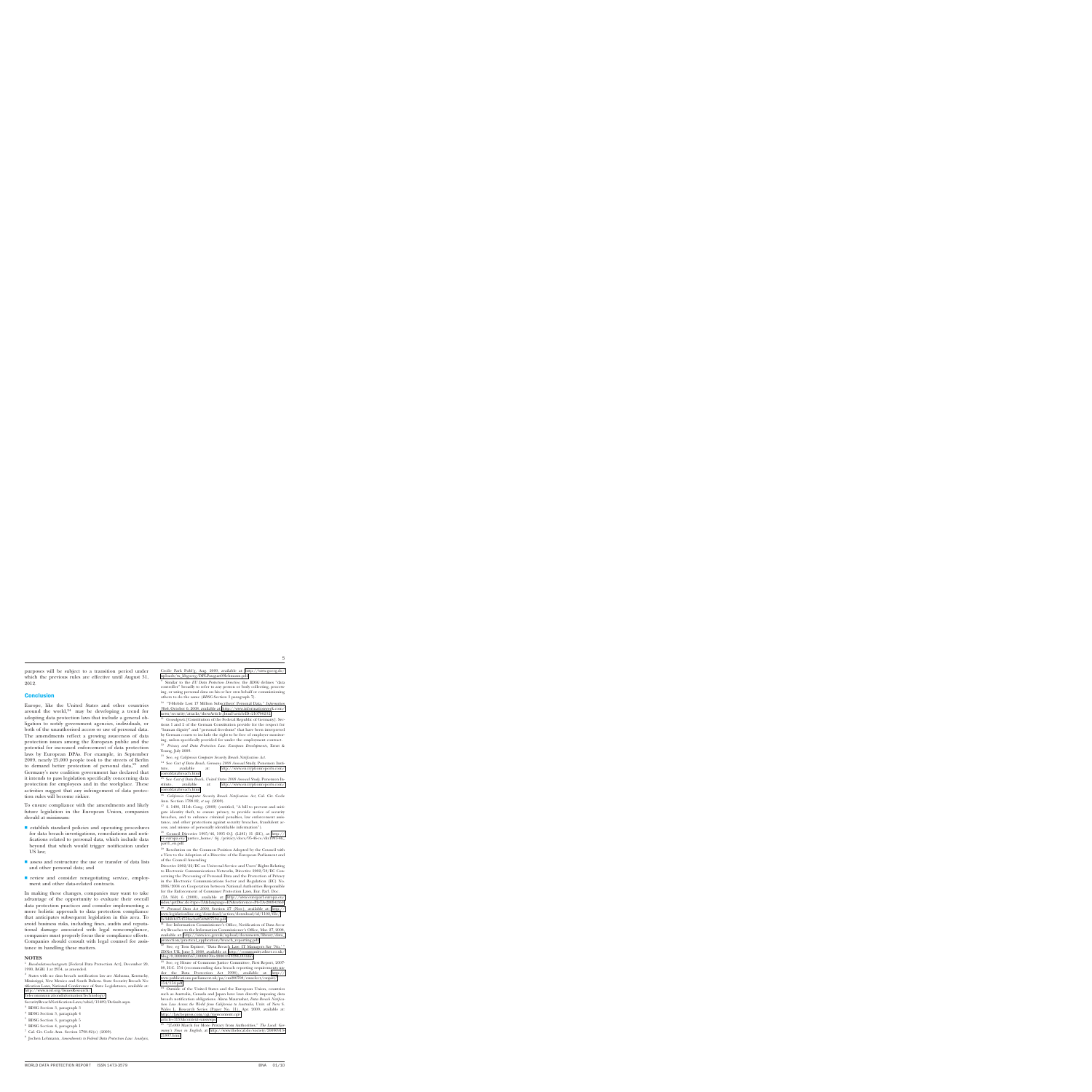purposes will be subject to a transition period under which the previous rules are effective until August 31, 2012.

## Conclusion

Europe, like the United States and other countries around the world,[34] may be developing a trend for adopting data protection laws that include a general obligation to notify government agencies, individuals, or both of the unauthorised access or use of personal data. The amendments reflect a growing awareness of data protection issues among the European public and the potential for increased enforcement of data protection laws by European DPAs. For example, in September 2009, nearly 25,000 people took to the streets of Berlin to demand better protection of personal data,[35] and Germany's new coalition government has declared that it intends to pass legislation specifically concerning data protection for employees and in the workplace. These activities suggest that any infringement of data protection rules will become riskier.

To ensure compliance with the amendments and likely future legislation in the European Union, companies should at minimum:

- establish standard policies and operating procedures for data breach investigations, remediations and notifications related to personal data, which include data beyond that which would trigger notification under US law;
- assess and restructure the use or transfer of data lists and other personal data; and
- review and consider renegotiating service, employment and other data-related contracts.

In making these changes, companies may want to take advantage of the opportunity to evaluate their overall data protection practices and consider implementing a more holistic approach to data protection compliance that anticipates subsequent legislation in this area. To avoid business risks, including fines, audits and reputational damage associated with legal noncompliance, companies must properly focus their compliance efforts. Companies should consult with legal counsel for assistance in handling these matters.

### NOTES

[1] *Bundesdatenschutzgesetz* [Federal Data Protection Act], December 20, 1990, BGBl. I at 2954, as amended.

[2] States with no data breach notification law are Alabama, Kentucky, Mississippi, New Mexico and South Dakota. State Security Breach Notification Laws, National Conference of State Legislatures, *available at*: http://www.ncsl.org/IssuesResearch/TelecommunicationsInformationTechnology/SecurityBreachNotificationLaws/tabid/13489/Default.aspx.

[3] BDSG Section 3, paragraph 3

[4] BDSG Section 3, paragraph 4

[5] BDSG Section 3, paragraph 5

[6] BDSG Section 4, paragraph 1

[7] Cal. Civ Code Ann. Section 1798.82(e) (2009).

[8] Jochen Lehmann, *Amendments to Federal Data Protection Law: Analysis,* Cecile Park Publ'g, Aug. 2009, *available at*: http://www.goerg.de/uploads/tx_klsgoerg/DPLAuguest09lehmann.pdf.

[9] Similar to the *EU Data Protection Directive*, the *BDSG* defines "data controller" broadly to refer to any person or body collecting, processing, or using personal data on his or her own behalf or commissioning others to do the same (*BDSG* Section 3 paragraph 7).

[10] "T-Mobile Lost 17 Million Subscribers' Personal Data," *Information Week*, October 6, 2008, *available at*: http://www.informationweek.com/news/security/attacks/showArticle.jhtml?articleID=210700232.

[11] *Grundgesetz* [Constitution of the Federal Republic of Germany], Sections 1 and 2 of the German Constitution provide for the respect for "human dignity" and "personal freedoms" that have been interpreted by German courts to include the right to be free of employer monitoring, unless specifically provided for under the employment contract.

[12] *Privacy and Data Protection Law: European Developments*, Ernst & Young, July 2009.

[13] See, *eg California Computer Security Breach Notification Act*.

[14] See *Cost of Data Breach, Germany 2008 Annual Study*, Ponemon Institute, *available at*: http://www.encryptionreports.com/costofdatabreach.html.

[15] See *Cost of Data Breach, United States 2008 Annual Study*, Ponemon Institute, *available at*: http://www.encryptionreports.com/costofdatabreach.html.

[16] *California Computer Security Breach Notification Act*, Cal. Civ. Code Ann. Section 1798.82, *et seq.* (2009).

[17] S. 1490, 111th Cong. (2009) (entitled, "A bill to prevent and mitigate identity theft, to ensure privacy, to provide notice of security breaches, and to enhance criminal penalties, law enforcement assistance, and other protections against security breaches, fraudulent access, and misuse of personally identifiable information").

[18] Council Directive 1995/46, 1995 O.J. (L281) 31 (EC), at: http://ec.europa.eu/justice_home/fsj/privacy/docs/95-46-ce/dir1995-46_part1_en.pdf.

[19] Resolution on the Common Position Adopted by the Council with a View to the Adoption of a Directive of the European Parliament and of the Council Amending Directive 2002/22/EC on Universal Service and Users' Rights Relating to Electronic Communications Networks, Directive 2002/58/EC Concerning the Processing of Personal Data and the Protection of Privacy in the Electronic Communications Sector and Regulation (EC) No. 2006/2004 on Cooperation between National Authorities Responsible for the Enforcement of Consumer Protection Laws, Eur. Parl. Doc. (TA 360) 6 (2009), *available at* http://www.europarl.europa.eu/sides/getDoc.do?type=TA&language=EN&reference=P6-TA-2009-0360.

[20] *Personal Data Act 2000*, Section 27 (Nor.), *available at*: http://www.legislationline.org/download/action/download/id/1102/file/1e5d3fb37c759dacba05e0d07594.pdf.

[21] See Information Commissioner's Office, Notification of Data Security Breaches to the Information Commissioner's Office, Mar. 27, 2008, *available at*: http://www.ico.gov.uk/upload/documents/library/data_protection/practical_application/breach_reporting.pdf.

[22] See, *eg* Tom Espiner, "Data Breach Law: IT Managers Say 'No,'" ZDNet UK, June 5, 2008, *available at*: http://community.zdnet.co.uk/blog/0,1000000567,10008370o-2000331828b,00.htm.

[23] See, *eg* House of Commons Justice Committee, First Report, 2007-08, H.C. 154 (recommending data breach reporting requirements under the Data Protection Act 1998), *available at*: http://www.publications.parliament.uk/pa/cm200708/cmselect/cmjust/154/154.pdf.

[24] Outside of the United States and the European Union, countries such as Australia, Canada and Japan have laws directly imposing data breach notification obligations. Alana Maurushat, *Data Breach Notification Law Across the World from California to Australia*, Univ. of New S. Wales L. Research Series (Paper No. 11), Apr. 2009, available at: http://law.bepress.com/cgi/viewcontent.cgi?article=1153&context=unswwps.

[25] "25,000 March for More Privacy from Authorities," *The Local: Germany's News in English*, at: http://www.thelocal.de/society/20090913-21897.html.